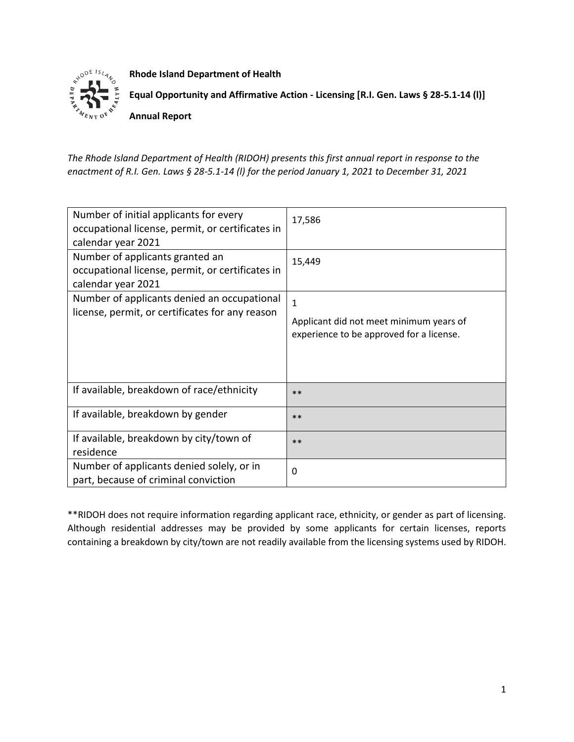**Rhode Island Department of Health**

**Equal Opportunity and Affirmative Action - Licensing [R.I. Gen. Laws § 28-5.1-14 (l)]**

**Annual Report**

*The Rhode Island Department of Health (RIDOH) presents this first annual report in response to the enactment of R.I. Gen. Laws § 28-5.1-14 (l) for the period January 1, 2021 to December 31, 2021*

| | |
|---|---|
| Number of initial applicants for every occupational license, permit, or certificates in calendar year 2021 | 17,586 |
| Number of applicants granted an occupational license, permit, or certificates in calendar year 2021 | 15,449 |
| Number of applicants denied an occupational license, permit, or certificates for any reason | 1<br>Applicant did not meet minimum years of experience to be approved for a license. |
| If available, breakdown of race/ethnicity | ** |
| If available, breakdown by gender | ** |
| If available, breakdown by city/town of residence | ** |
| Number of applicants denied solely, or in part, because of criminal conviction | 0 |

**RIDOH does not require information regarding applicant race, ethnicity, or gender as part of licensing. Although residential addresses may be provided by some applicants for certain licenses, reports containing a breakdown by city/town are not readily available from the licensing systems used by RIDOH.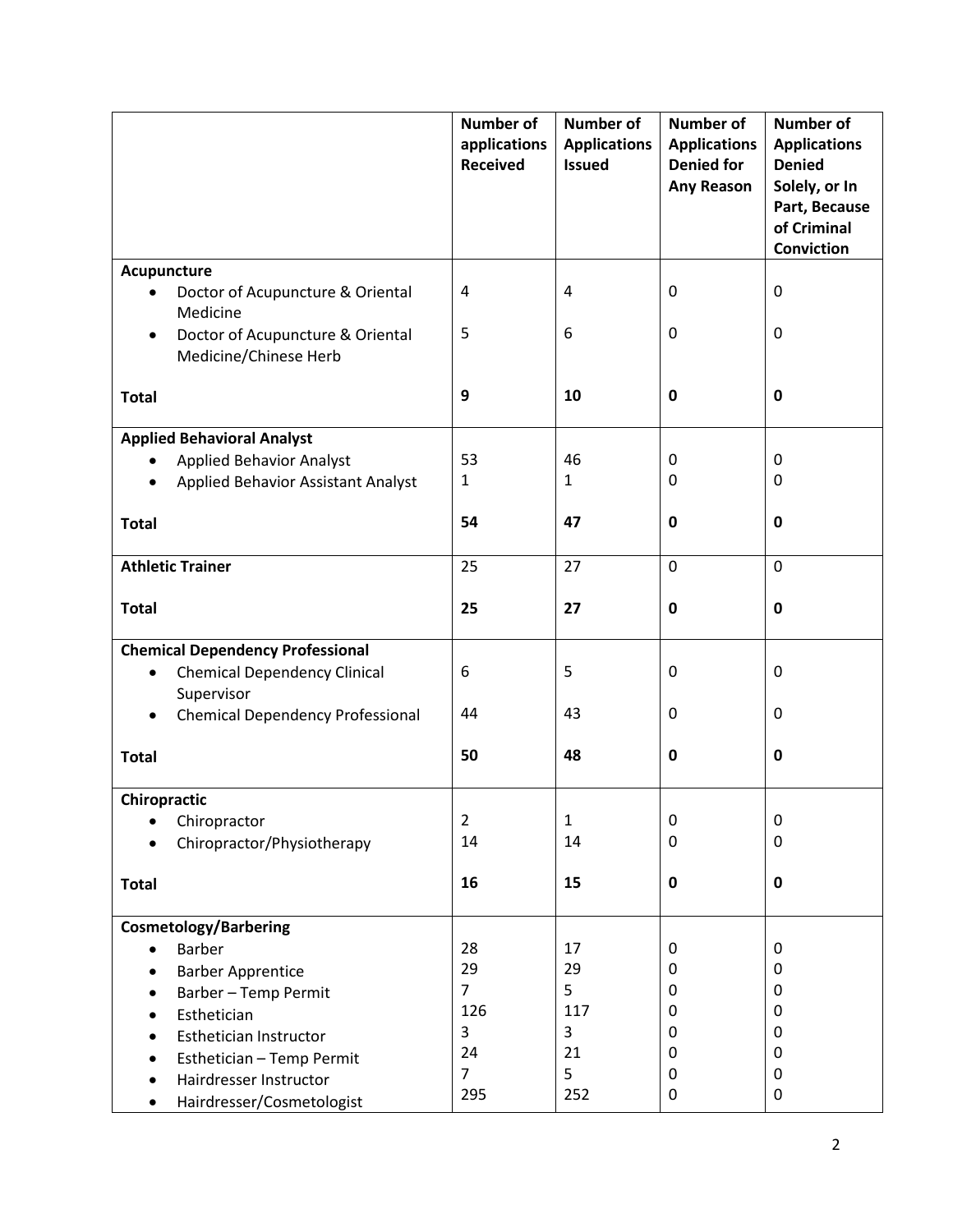| | Number of applications Received | Number of Applications Issued | Number of Applications Denied for Any Reason | Number of Applications Denied Solely, or In Part, Because of Criminal Conviction |
|---|---|---|---|---|
| **Acupuncture** | | | | |
| • Doctor of Acupuncture & Oriental Medicine | 4 | 4 | 0 | 0 |
| • Doctor of Acupuncture & Oriental Medicine/Chinese Herb | 5 | 6 | 0 | 0 |
| **Total** | **9** | **10** | **0** | **0** |
| **Applied Behavioral Analyst** | | | | |
| • Applied Behavior Analyst | 53 | 46 | 0 | 0 |
| • Applied Behavior Assistant Analyst | 1 | 1 | 0 | 0 |
| **Total** | **54** | **47** | **0** | **0** |
| **Athletic Trainer** | 25 | 27 | 0 | 0 |
| **Total** | **25** | **27** | **0** | **0** |
| **Chemical Dependency Professional** | | | | |
| • Chemical Dependency Clinical Supervisor | 6 | 5 | 0 | 0 |
| • Chemical Dependency Professional | 44 | 43 | 0 | 0 |
| **Total** | **50** | **48** | **0** | **0** |
| **Chiropractic** | | | | |
| • Chiropractor | 2 | 1 | 0 | 0 |
| • Chiropractor/Physiotherapy | 14 | 14 | 0 | 0 |
| **Total** | **16** | **15** | **0** | **0** |
| **Cosmetology/Barbering** | | | | |
| • Barber | 28 | 17 | 0 | 0 |
| • Barber Apprentice | 29 | 29 | 0 | 0 |
| • Barber – Temp Permit | 7 | 5 | 0 | 0 |
| • Esthetician | 126 | 117 | 0 | 0 |
| • Esthetician Instructor | 3 | 3 | 0 | 0 |
| • Esthetician – Temp Permit | 24 | 21 | 0 | 0 |
| • Hairdresser Instructor | 7 | 5 | 0 | 0 |
| • Hairdresser/Cosmetologist | 295 | 252 | 0 | 0 |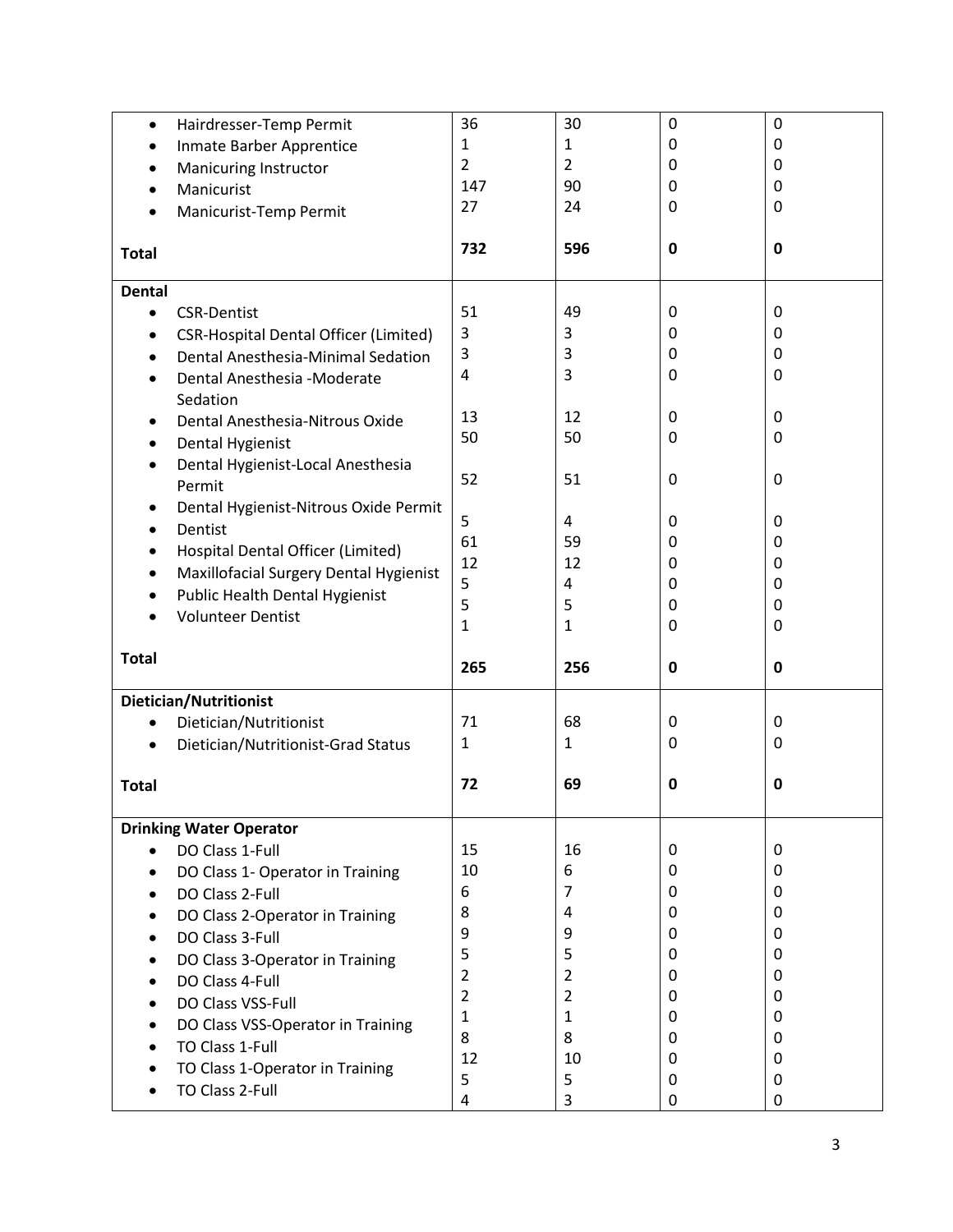| | | | | |
|---|---|---|---|---|
| • Hairdresser-Temp Permit | 36 | 30 | 0 | 0 |
| • Inmate Barber Apprentice | 1 | 1 | 0 | 0 |
| • Manicuring Instructor | 2 | 2 | 0 | 0 |
| • Manicurist | 147 | 90 | 0 | 0 |
| • Manicurist-Temp Permit | 27 | 24 | 0 | 0 |
| **Total** | **732** | **596** | **0** | **0** |
| **Dental** | | | | |
| • CSR-Dentist | 51 | 49 | 0 | 0 |
| • CSR-Hospital Dental Officer (Limited) | 3 | 3 | 0 | 0 |
| • Dental Anesthesia-Minimal Sedation | 3 | 3 | 0 | 0 |
| • Dental Anesthesia -Moderate Sedation | 4 | 3 | 0 | 0 |
| • Dental Anesthesia-Nitrous Oxide | 13 | 12 | 0 | 0 |
| • Dental Hygienist | 50 | 50 | 0 | 0 |
| • Dental Hygienist-Local Anesthesia Permit | 52 | 51 | 0 | 0 |
| • Dental Hygienist-Nitrous Oxide Permit | 5 | 4 | 0 | 0 |
| • Dentist | 61 | 59 | 0 | 0 |
| • Hospital Dental Officer (Limited) | 12 | 12 | 0 | 0 |
| • Maxillofacial Surgery Dental Hygienist | 5 | 4 | 0 | 0 |
| • Public Health Dental Hygienist | 5 | 5 | 0 | 0 |
| • Volunteer Dentist | 1 | 1 | 0 | 0 |
| **Total** | **265** | **256** | **0** | **0** |
| **Dietician/Nutritionist** | | | | |
| • Dietician/Nutritionist | 71 | 68 | 0 | 0 |
| • Dietician/Nutritionist-Grad Status | 1 | 1 | 0 | 0 |
| **Total** | **72** | **69** | **0** | **0** |
| **Drinking Water Operator** | | | | |
| • DO Class 1-Full | 15 | 16 | 0 | 0 |
| • DO Class 1- Operator in Training | 10 | 6 | 0 | 0 |
| • DO Class 2-Full | 6 | 7 | 0 | 0 |
| • DO Class 2-Operator in Training | 8 | 4 | 0 | 0 |
| • DO Class 3-Full | 9 | 9 | 0 | 0 |
| • DO Class 3-Operator in Training | 5 | 5 | 0 | 0 |
| • DO Class 4-Full | 2 | 2 | 0 | 0 |
| • DO Class VSS-Full | 2 | 2 | 0 | 0 |
| • DO Class VSS-Operator in Training | 1 | 1 | 0 | 0 |
| • TO Class 1-Full | 8 | 8 | 0 | 0 |
| • TO Class 1-Operator in Training | 12 | 10 | 0 | 0 |
| • TO Class 2-Full | 5 | 5 | 0 | 0 |
| | 4 | 3 | 0 | 0 |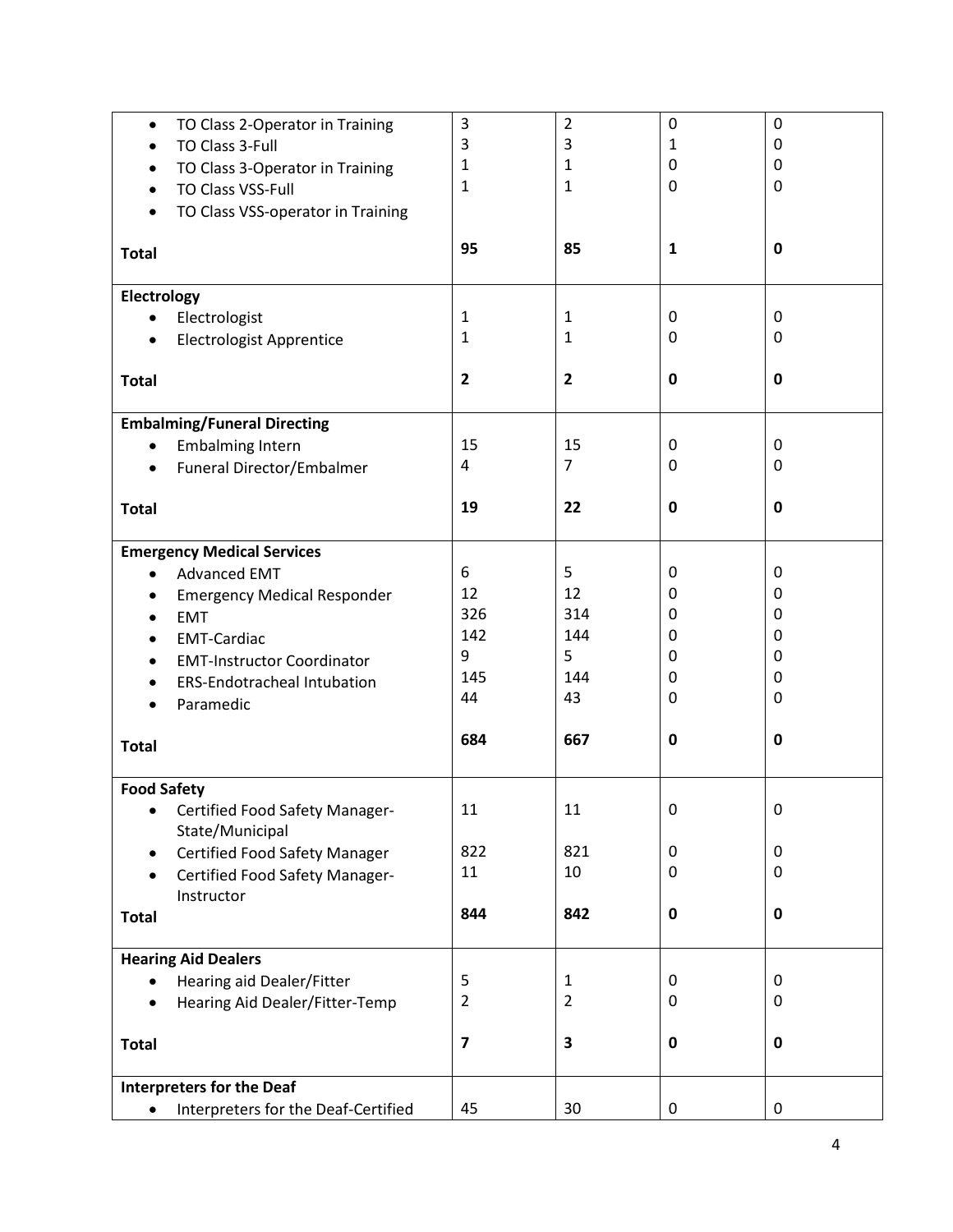| | | | | |
|---|---|---|---|---|
| • TO Class 2-Operator in Training | 3 | 2 | 0 | 0 |
| • TO Class 3-Full | 3 | 3 | 1 | 0 |
| • TO Class 3-Operator in Training | 1 | 1 | 0 | 0 |
| • TO Class VSS-Full | 1 | 1 | 0 | 0 |
| • TO Class VSS-operator in Training | | | | |
| **Total** | **95** | **85** | **1** | **0** |
| **Electrology** | | | | |
| • Electrologist | 1 | 1 | 0 | 0 |
| • Electrologist Apprentice | 1 | 1 | 0 | 0 |
| **Total** | **2** | **2** | **0** | **0** |
| **Embalming/Funeral Directing** | | | | |
| • Embalming Intern | 15 | 15 | 0 | 0 |
| • Funeral Director/Embalmer | 4 | 7 | 0 | 0 |
| **Total** | **19** | **22** | **0** | **0** |
| **Emergency Medical Services** | | | | |
| • Advanced EMT | 6 | 5 | 0 | 0 |
| • Emergency Medical Responder | 12 | 12 | 0 | 0 |
| • EMT | 326 | 314 | 0 | 0 |
| • EMT-Cardiac | 142 | 144 | 0 | 0 |
| • EMT-Instructor Coordinator | 9 | 5 | 0 | 0 |
| • ERS-Endotracheal Intubation | 145 | 144 | 0 | 0 |
| • Paramedic | 44 | 43 | 0 | 0 |
| **Total** | **684** | **667** | **0** | **0** |
| **Food Safety** | | | | |
| • Certified Food Safety Manager-State/Municipal | 11 | 11 | 0 | 0 |
| • Certified Food Safety Manager | 822 | 821 | 0 | 0 |
| • Certified Food Safety Manager-Instructor | 11 | 10 | 0 | 0 |
| **Total** | **844** | **842** | **0** | **0** |
| **Hearing Aid Dealers** | | | | |
| • Hearing aid Dealer/Fitter | 5 | 1 | 0 | 0 |
| • Hearing Aid Dealer/Fitter-Temp | 2 | 2 | 0 | 0 |
| **Total** | **7** | **3** | **0** | **0** |
| **Interpreters for the Deaf** | | | | |
| • Interpreters for the Deaf-Certified | 45 | 30 | 0 | 0 |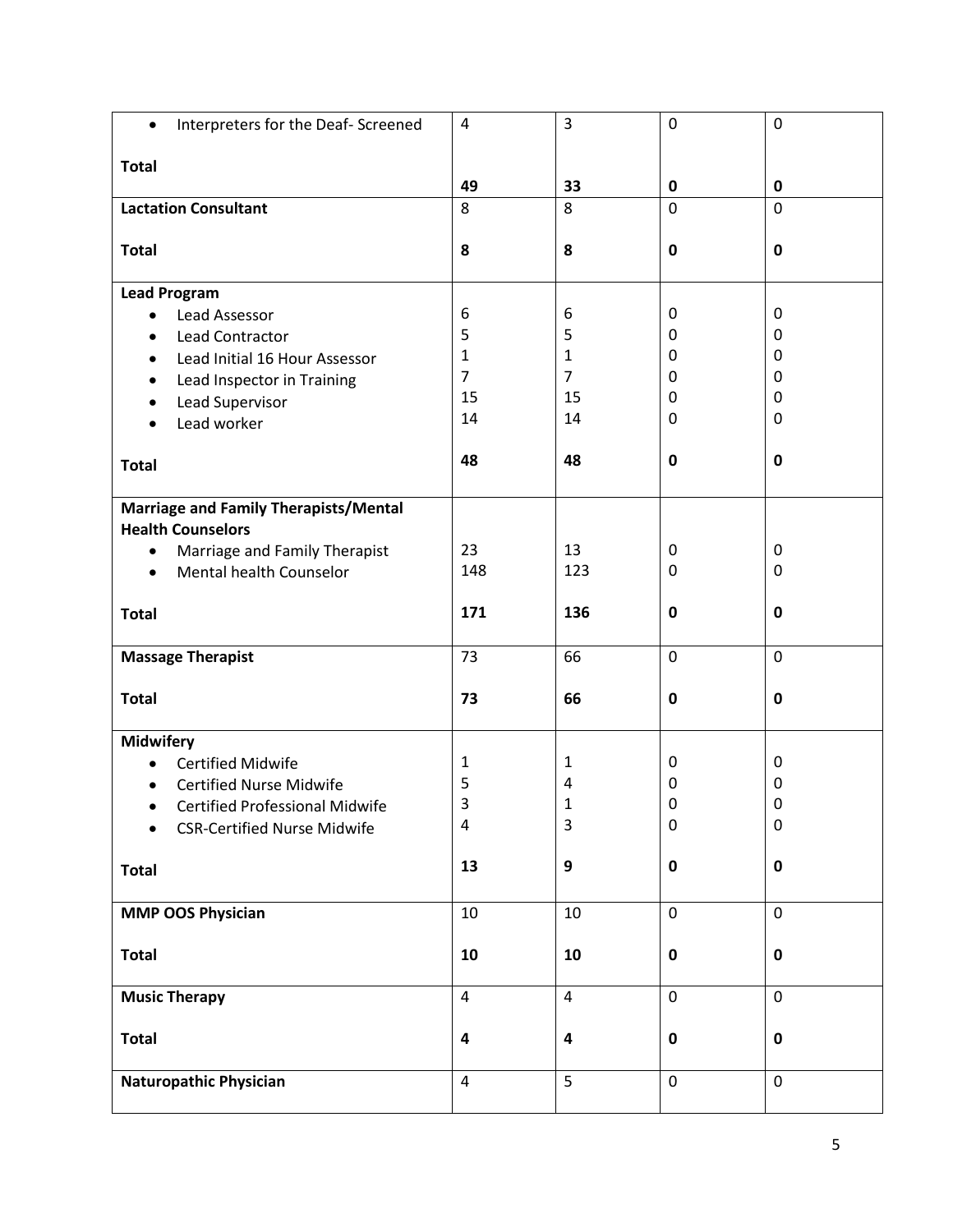| | | | | |
|---|---|---|---|---|
| • Interpreters for the Deaf- Screened | 4 | 3 | 0 | 0 |
| **Total** | **49** | **33** | **0** | **0** |
| **Lactation Consultant** | 8 | 8 | 0 | 0 |
| **Total** | **8** | **8** | **0** | **0** |
| **Lead Program** | | | | |
| • Lead Assessor | 6 | 6 | 0 | 0 |
| • Lead Contractor | 5 | 5 | 0 | 0 |
| • Lead Initial 16 Hour Assessor | 1 | 1 | 0 | 0 |
| • Lead Inspector in Training | 7 | 7 | 0 | 0 |
| • Lead Supervisor | 15 | 15 | 0 | 0 |
| • Lead worker | 14 | 14 | 0 | 0 |
| **Total** | **48** | **48** | **0** | **0** |
| **Marriage and Family Therapists/Mental Health Counselors** | | | | |
| • Marriage and Family Therapist | 23 | 13 | 0 | 0 |
| • Mental health Counselor | 148 | 123 | 0 | 0 |
| **Total** | **171** | **136** | **0** | **0** |
| **Massage Therapist** | 73 | 66 | 0 | 0 |
| **Total** | **73** | **66** | **0** | **0** |
| **Midwifery** | | | | |
| • Certified Midwife | 1 | 1 | 0 | 0 |
| • Certified Nurse Midwife | 5 | 4 | 0 | 0 |
| • Certified Professional Midwife | 3 | 1 | 0 | 0 |
| • CSR-Certified Nurse Midwife | 4 | 3 | 0 | 0 |
| **Total** | **13** | **9** | **0** | **0** |
| **MMP OOS Physician** | 10 | 10 | 0 | 0 |
| **Total** | **10** | **10** | **0** | **0** |
| **Music Therapy** | 4 | 4 | 0 | 0 |
| **Total** | **4** | **4** | **0** | **0** |
| **Naturopathic Physician** | 4 | 5 | 0 | 0 |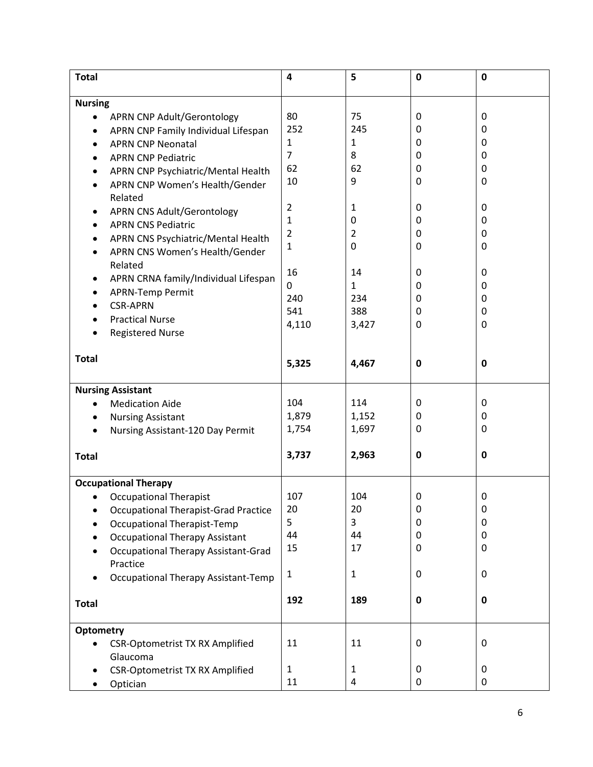| | | | | |
|---|---|---|---|---|
| **Total** | **4** | **5** | **0** | **0** |
| **Nursing** | | | | |
| • APRN CNP Adult/Gerontology | 80 | 75 | 0 | 0 |
| • APRN CNP Family Individual Lifespan | 252 | 245 | 0 | 0 |
| • APRN CNP Neonatal | 1 | 1 | 0 | 0 |
| • APRN CNP Pediatric | 7 | 8 | 0 | 0 |
| • APRN CNP Psychiatric/Mental Health | 62 | 62 | 0 | 0 |
| • APRN CNP Women's Health/Gender Related | 10 | 9 | 0 | 0 |
| • APRN CNS Adult/Gerontology | 2 | 1 | 0 | 0 |
| • APRN CNS Pediatric | 1 | 0 | 0 | 0 |
| • APRN CNS Psychiatric/Mental Health | 2 | 2 | 0 | 0 |
| • APRN CNS Women's Health/Gender Related | 1 | 0 | 0 | 0 |
| • APRN CRNA family/Individual Lifespan | 16 | 14 | 0 | 0 |
| • APRN-Temp Permit | 0 | 1 | 0 | 0 |
| • CSR-APRN | 240 | 234 | 0 | 0 |
| • Practical Nurse | 541 | 388 | 0 | 0 |
| • Registered Nurse | 4,110 | 3,427 | 0 | 0 |
| **Total** | **5,325** | **4,467** | **0** | **0** |
| **Nursing Assistant** | | | | |
| • Medication Aide | 104 | 114 | 0 | 0 |
| • Nursing Assistant | 1,879 | 1,152 | 0 | 0 |
| • Nursing Assistant-120 Day Permit | 1,754 | 1,697 | 0 | 0 |
| **Total** | **3,737** | **2,963** | **0** | **0** |
| **Occupational Therapy** | | | | |
| • Occupational Therapist | 107 | 104 | 0 | 0 |
| • Occupational Therapist-Grad Practice | 20 | 20 | 0 | 0 |
| • Occupational Therapist-Temp | 5 | 3 | 0 | 0 |
| • Occupational Therapy Assistant | 44 | 44 | 0 | 0 |
| • Occupational Therapy Assistant-Grad Practice | 15 | 17 | 0 | 0 |
| • Occupational Therapy Assistant-Temp | 1 | 1 | 0 | 0 |
| **Total** | **192** | **189** | **0** | **0** |
| **Optometry** | | | | |
| • CSR-Optometrist TX RX Amplified Glaucoma | 11 | 11 | 0 | 0 |
| • CSR-Optometrist TX RX Amplified | 1 | 1 | 0 | 0 |
| • Optician | 11 | 4 | 0 | 0 |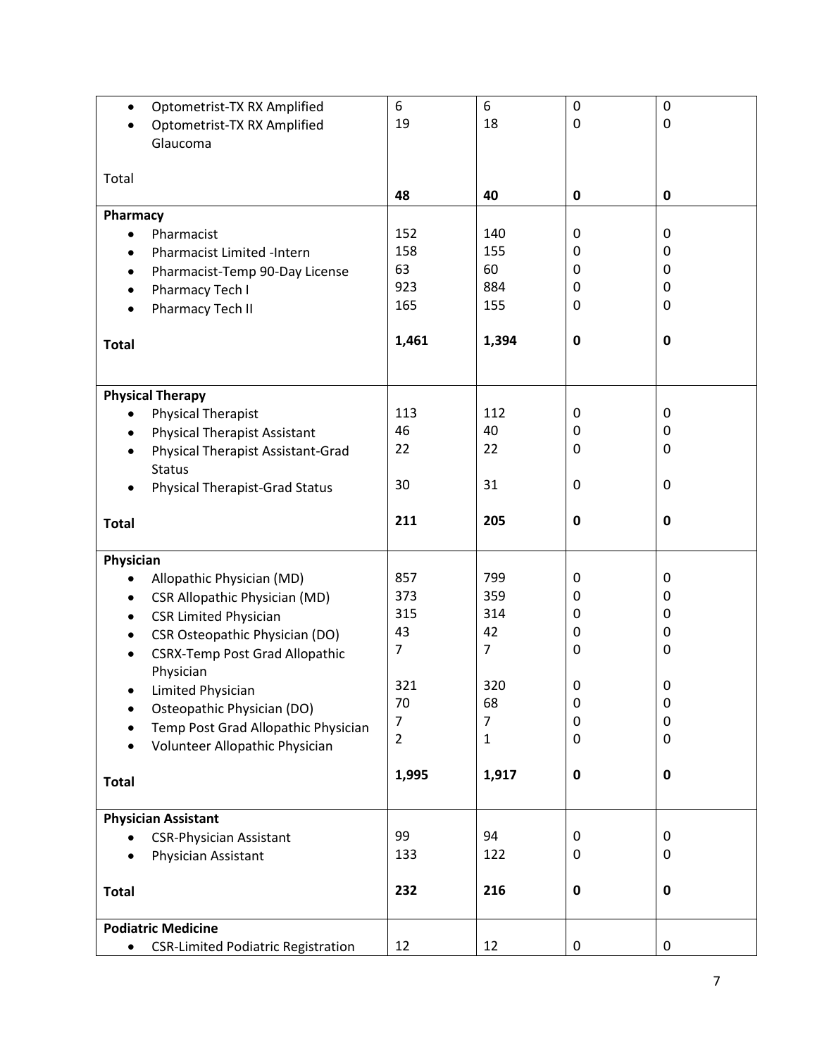| | | | | |
|---|---|---|---|---|
| • Optometrist-TX RX Amplified | 6 | 6 | 0 | 0 |
| • Optometrist-TX RX Amplified Glaucoma | 19 | 18 | 0 | 0 |
| Total | **48** | **40** | **0** | **0** |
| **Pharmacy** | | | | |
| • Pharmacist | 152 | 140 | 0 | 0 |
| • Pharmacist Limited -Intern | 158 | 155 | 0 | 0 |
| • Pharmacist-Temp 90-Day License | 63 | 60 | 0 | 0 |
| • Pharmacy Tech I | 923 | 884 | 0 | 0 |
| • Pharmacy Tech II | 165 | 155 | 0 | 0 |
| **Total** | **1,461** | **1,394** | **0** | **0** |
| **Physical Therapy** | | | | |
| • Physical Therapist | 113 | 112 | 0 | 0 |
| • Physical Therapist Assistant | 46 | 40 | 0 | 0 |
| • Physical Therapist Assistant-Grad Status | 22 | 22 | 0 | 0 |
| • Physical Therapist-Grad Status | 30 | 31 | 0 | 0 |
| **Total** | **211** | **205** | **0** | **0** |
| **Physician** | | | | |
| • Allopathic Physician (MD) | 857 | 799 | 0 | 0 |
| • CSR Allopathic Physician (MD) | 373 | 359 | 0 | 0 |
| • CSR Limited Physician | 315 | 314 | 0 | 0 |
| • CSR Osteopathic Physician (DO) | 43 | 42 | 0 | 0 |
| • CSRX-Temp Post Grad Allopathic Physician | 7 | 7 | 0 | 0 |
| • Limited Physician | 321 | 320 | 0 | 0 |
| • Osteopathic Physician (DO) | 70 | 68 | 0 | 0 |
| • Temp Post Grad Allopathic Physician | 7 | 7 | 0 | 0 |
| • Volunteer Allopathic Physician | 2 | 1 | 0 | 0 |
| **Total** | **1,995** | **1,917** | **0** | **0** |
| **Physician Assistant** | | | | |
| • CSR-Physician Assistant | 99 | 94 | 0 | 0 |
| • Physician Assistant | 133 | 122 | 0 | 0 |
| **Total** | **232** | **216** | **0** | **0** |
| **Podiatric Medicine** | | | | |
| • CSR-Limited Podiatric Registration | 12 | 12 | 0 | 0 |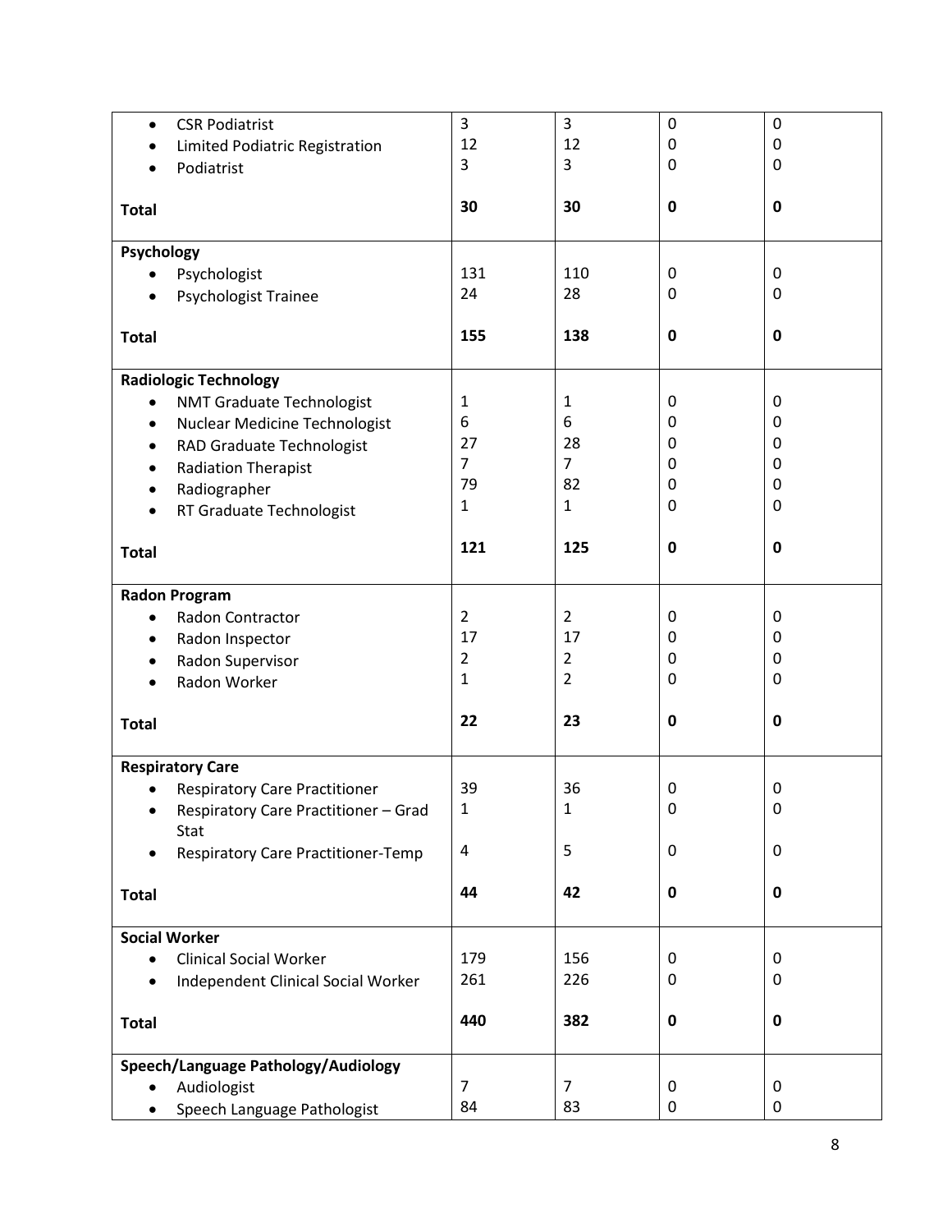| | | | | |
|---|---|---|---|---|
| • CSR Podiatrist | 3 | 3 | 0 | 0 |
| • Limited Podiatric Registration | 12 | 12 | 0 | 0 |
| • Podiatrist | 3 | 3 | 0 | 0 |
| **Total** | **30** | **30** | **0** | **0** |
| **Psychology** | | | | |
| • Psychologist | 131 | 110 | 0 | 0 |
| • Psychologist Trainee | 24 | 28 | 0 | 0 |
| **Total** | **155** | **138** | **0** | **0** |
| **Radiologic Technology** | | | | |
| • NMT Graduate Technologist | 1 | 1 | 0 | 0 |
| • Nuclear Medicine Technologist | 6 | 6 | 0 | 0 |
| • RAD Graduate Technologist | 27 | 28 | 0 | 0 |
| • Radiation Therapist | 7 | 7 | 0 | 0 |
| • Radiographer | 79 | 82 | 0 | 0 |
| • RT Graduate Technologist | 1 | 1 | 0 | 0 |
| **Total** | **121** | **125** | **0** | **0** |
| **Radon Program** | | | | |
| • Radon Contractor | 2 | 2 | 0 | 0 |
| • Radon Inspector | 17 | 17 | 0 | 0 |
| • Radon Supervisor | 2 | 2 | 0 | 0 |
| • Radon Worker | 1 | 2 | 0 | 0 |
| **Total** | **22** | **23** | **0** | **0** |
| **Respiratory Care** | | | | |
| • Respiratory Care Practitioner | 39 | 36 | 0 | 0 |
| • Respiratory Care Practitioner – Grad Stat | 1 | 1 | 0 | 0 |
| • Respiratory Care Practitioner-Temp | 4 | 5 | 0 | 0 |
| **Total** | **44** | **42** | **0** | **0** |
| **Social Worker** | | | | |
| • Clinical Social Worker | 179 | 156 | 0 | 0 |
| • Independent Clinical Social Worker | 261 | 226 | 0 | 0 |
| **Total** | **440** | **382** | **0** | **0** |
| **Speech/Language Pathology/Audiology** | | | | |
| • Audiologist | 7 | 7 | 0 | 0 |
| • Speech Language Pathologist | 84 | 83 | 0 | 0 |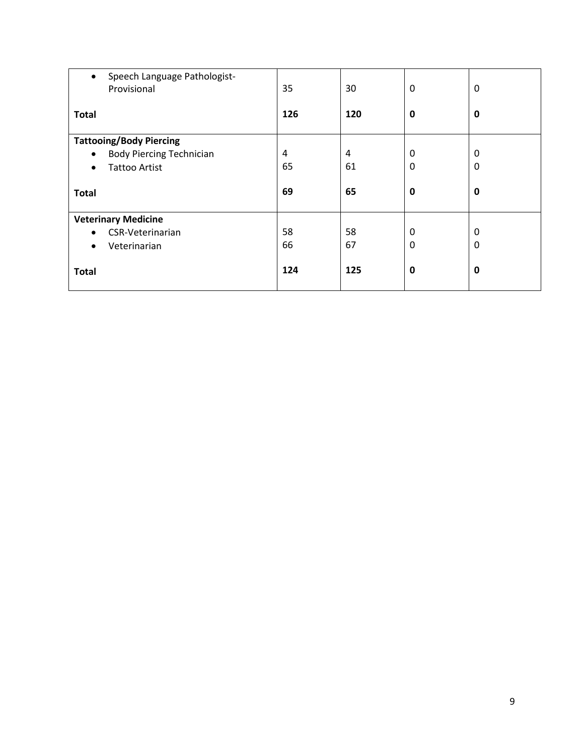| | | | | |
|---|---|---|---|---|
| • Speech Language Pathologist-Provisional | 35 | 30 | 0 | 0 |
| **Total** | **126** | **120** | **0** | **0** |
| **Tattooing/Body Piercing** | | | | |
| • Body Piercing Technician | 4 | 4 | 0 | 0 |
| • Tattoo Artist | 65 | 61 | 0 | 0 |
| **Total** | **69** | **65** | **0** | **0** |
| **Veterinary Medicine** | | | | |
| • CSR-Veterinarian | 58 | 58 | 0 | 0 |
| • Veterinarian | 66 | 67 | 0 | 0 |
| **Total** | **124** | **125** | **0** | **0** |